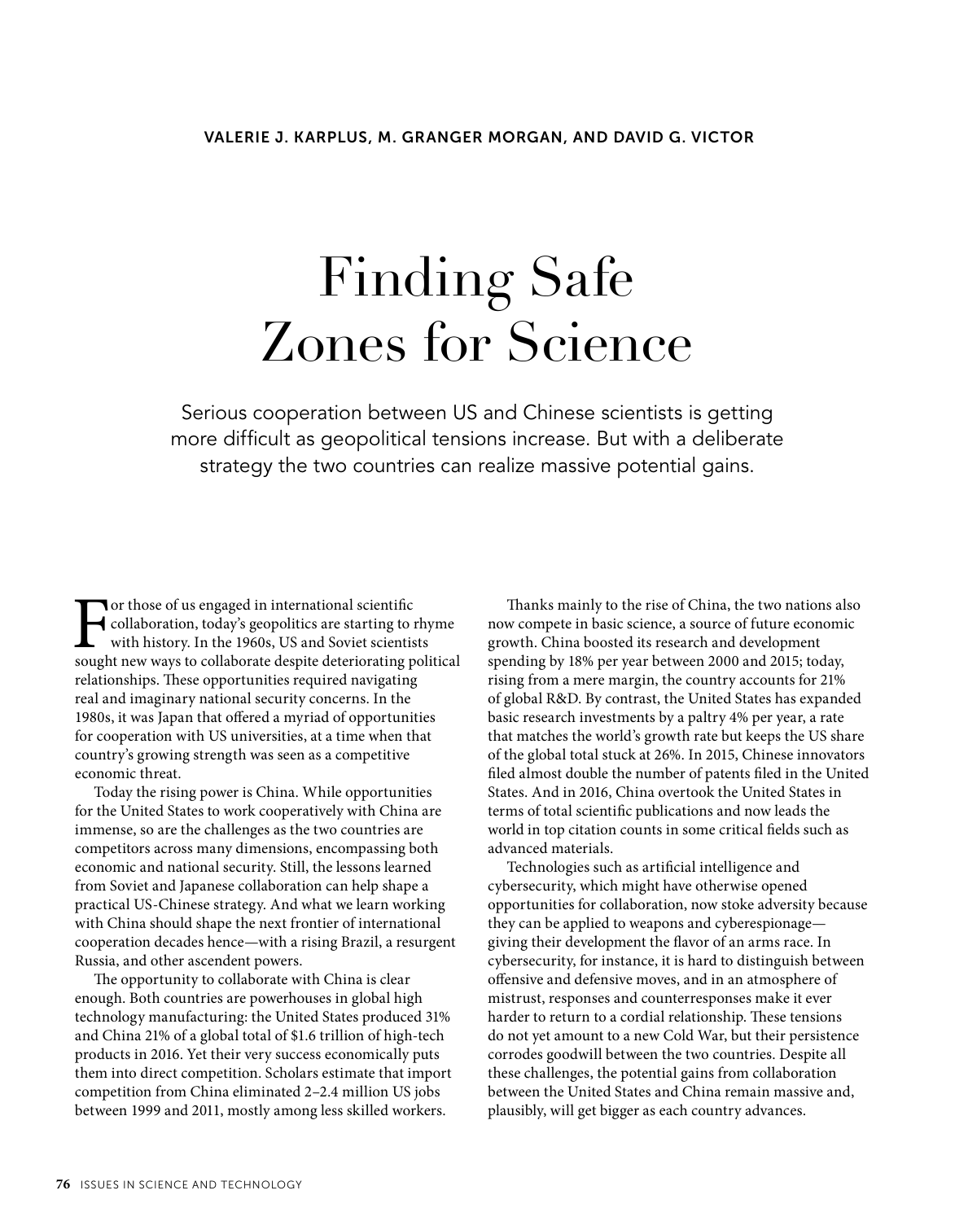VALERIE J. KARPLUS, M. GRANGER MORGAN, AND DAVID G. VICTOR

# Finding Safe Zones for Science

Serious cooperation between US and Chinese scientists is getting more difficult as geopolitical tensions increase. But with a deliberate strategy the two countries can realize massive potential gains.

For those of us engaged in international scientific collaboration, today's geopolitics are starting to rhyme with history. In the 1960s, US and Soviet scientists sought new ways to collaborate despite deteriorating political relationships. These opportunities required navigating real and imaginary national security concerns. In the 1980s, it was Japan that offered a myriad of opportunities for cooperation with US universities, at a time when that country's growing strength was seen as a competitive economic threat.

Today the rising power is China. While opportunities for the United States to work cooperatively with China are immense, so are the challenges as the two countries are competitors across many dimensions, encompassing both economic and national security. Still, the lessons learned from Soviet and Japanese collaboration can help shape a practical US-Chinese strategy. And what we learn working with China should shape the next frontier of international cooperation decades hence—with a rising Brazil, a resurgent Russia, and other ascendent powers.

The opportunity to collaborate with China is clear enough. Both countries are powerhouses in global high technology manufacturing: the United States produced 31% and China 21% of a global total of $1.6 trillion of high-tech products in 2016. Yet their very success economically puts them into direct competition. Scholars estimate that import competition from China eliminated 2–2.4 million US jobs between 1999 and 2011, mostly among less skilled workers.

Thanks mainly to the rise of China, the two nations also now compete in basic science, a source of future economic growth. China boosted its research and development spending by 18% per year between 2000 and 2015; today, rising from a mere margin, the country accounts for 21% of global R&D. By contrast, the United States has expanded basic research investments by a paltry 4% per year, a rate that matches the world's growth rate but keeps the US share of the global total stuck at 26%. In 2015, Chinese innovators filed almost double the number of patents filed in the United States. And in 2016, China overtook the United States in terms of total scientific publications and now leads the world in top citation counts in some critical fields such as advanced materials.

Technologies such as artificial intelligence and cybersecurity, which might have otherwise opened opportunities for collaboration, now stoke adversity because they can be applied to weapons and cyberespionage—giving their development the flavor of an arms race. In cybersecurity, for instance, it is hard to distinguish between offensive and defensive moves, and in an atmosphere of mistrust, responses and counterresponses make it ever harder to return to a cordial relationship. These tensions do not yet amount to a new Cold War, but their persistence corrodes goodwill between the two countries. Despite all these challenges, the potential gains from collaboration between the United States and China remain massive and, plausibly, will get bigger as each country advances.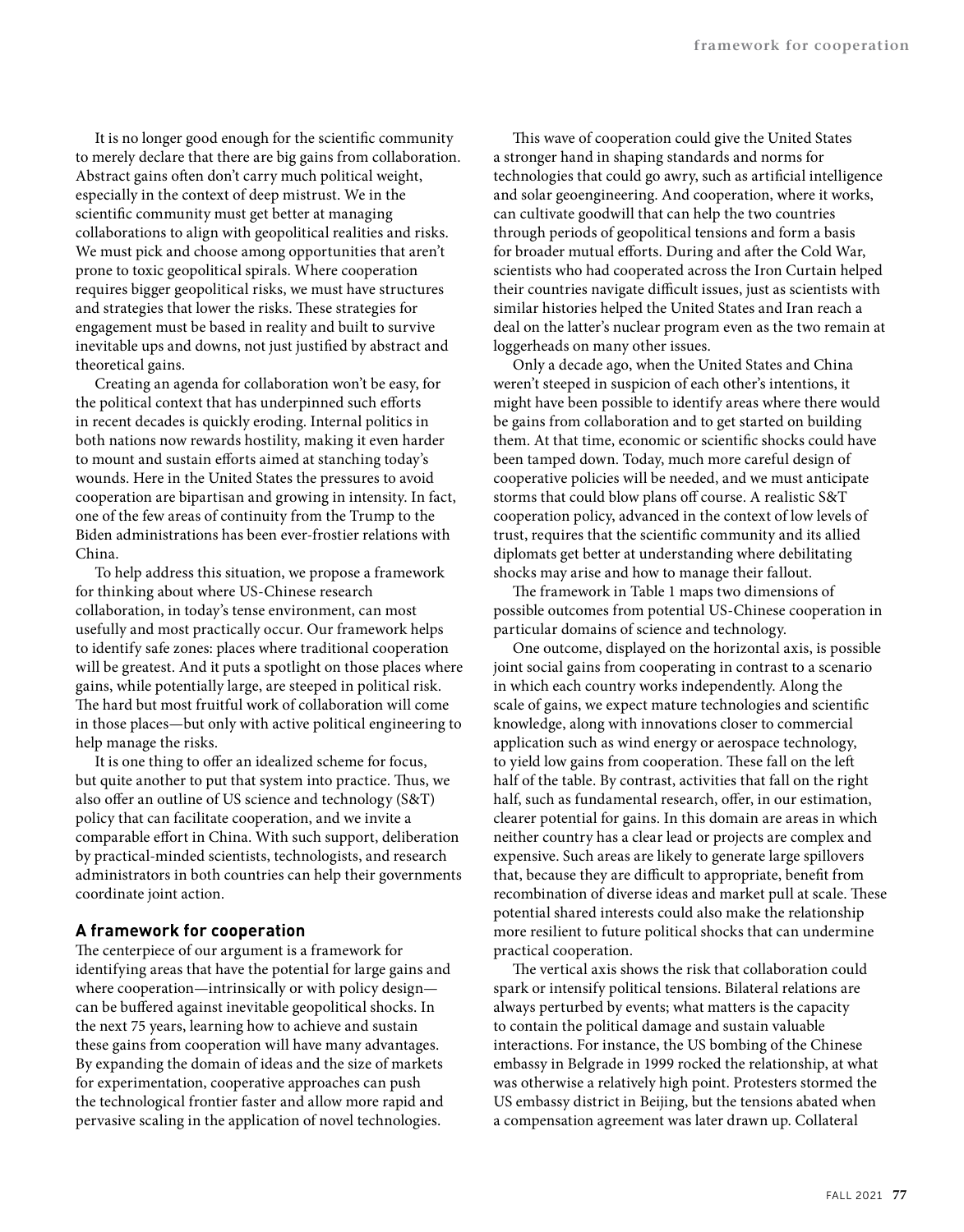It is no longer good enough for the scientific community to merely declare that there are big gains from collaboration. Abstract gains often don't carry much political weight, especially in the context of deep mistrust. We in the scientific community must get better at managing collaborations to align with geopolitical realities and risks. We must pick and choose among opportunities that aren't prone to toxic geopolitical spirals. Where cooperation requires bigger geopolitical risks, we must have structures and strategies that lower the risks. These strategies for engagement must be based in reality and built to survive inevitable ups and downs, not just justified by abstract and theoretical gains.

Creating an agenda for collaboration won't be easy, for the political context that has underpinned such efforts in recent decades is quickly eroding. Internal politics in both nations now rewards hostility, making it even harder to mount and sustain efforts aimed at stanching today's wounds. Here in the United States the pressures to avoid cooperation are bipartisan and growing in intensity. In fact, one of the few areas of continuity from the Trump to the Biden administrations has been ever-frostier relations with China.

To help address this situation, we propose a framework for thinking about where US-Chinese research collaboration, in today's tense environment, can most usefully and most practically occur. Our framework helps to identify safe zones: places where traditional cooperation will be greatest. And it puts a spotlight on those places where gains, while potentially large, are steeped in political risk. The hard but most fruitful work of collaboration will come in those places—but only with active political engineering to help manage the risks.

It is one thing to offer an idealized scheme for focus, but quite another to put that system into practice. Thus, we also offer an outline of US science and technology (S&T) policy that can facilitate cooperation, and we invite a comparable effort in China. With such support, deliberation by practical-minded scientists, technologists, and research administrators in both countries can help their governments coordinate joint action.

## A framework for cooperation

The centerpiece of our argument is a framework for identifying areas that have the potential for large gains and where cooperation—intrinsically or with policy design—can be buffered against inevitable geopolitical shocks. In the next 75 years, learning how to achieve and sustain these gains from cooperation will have many advantages. By expanding the domain of ideas and the size of markets for experimentation, cooperative approaches can push the technological frontier faster and allow more rapid and pervasive scaling in the application of novel technologies.

This wave of cooperation could give the United States a stronger hand in shaping standards and norms for technologies that could go awry, such as artificial intelligence and solar geoengineering. And cooperation, where it works, can cultivate goodwill that can help the two countries through periods of geopolitical tensions and form a basis for broader mutual efforts. During and after the Cold War, scientists who had cooperated across the Iron Curtain helped their countries navigate difficult issues, just as scientists with similar histories helped the United States and Iran reach a deal on the latter's nuclear program even as the two remain at loggerheads on many other issues.

Only a decade ago, when the United States and China weren't steeped in suspicion of each other's intentions, it might have been possible to identify areas where there would be gains from collaboration and to get started on building them. At that time, economic or scientific shocks could have been tamped down. Today, much more careful design of cooperative policies will be needed, and we must anticipate storms that could blow plans off course. A realistic S&T cooperation policy, advanced in the context of low levels of trust, requires that the scientific community and its allied diplomats get better at understanding where debilitating shocks may arise and how to manage their fallout.

The framework in Table 1 maps two dimensions of possible outcomes from potential US-Chinese cooperation in particular domains of science and technology.

One outcome, displayed on the horizontal axis, is possible joint social gains from cooperating in contrast to a scenario in which each country works independently. Along the scale of gains, we expect mature technologies and scientific knowledge, along with innovations closer to commercial application such as wind energy or aerospace technology, to yield low gains from cooperation. These fall on the left half of the table. By contrast, activities that fall on the right half, such as fundamental research, offer, in our estimation, clearer potential for gains. In this domain are areas in which neither country has a clear lead or projects are complex and expensive. Such areas are likely to generate large spillovers that, because they are difficult to appropriate, benefit from recombination of diverse ideas and market pull at scale. These potential shared interests could also make the relationship more resilient to future political shocks that can undermine practical cooperation.

The vertical axis shows the risk that collaboration could spark or intensify political tensions. Bilateral relations are always perturbed by events; what matters is the capacity to contain the political damage and sustain valuable interactions. For instance, the US bombing of the Chinese embassy in Belgrade in 1999 rocked the relationship, at what was otherwise a relatively high point. Protesters stormed the US embassy district in Beijing, but the tensions abated when a compensation agreement was later drawn up. Collateral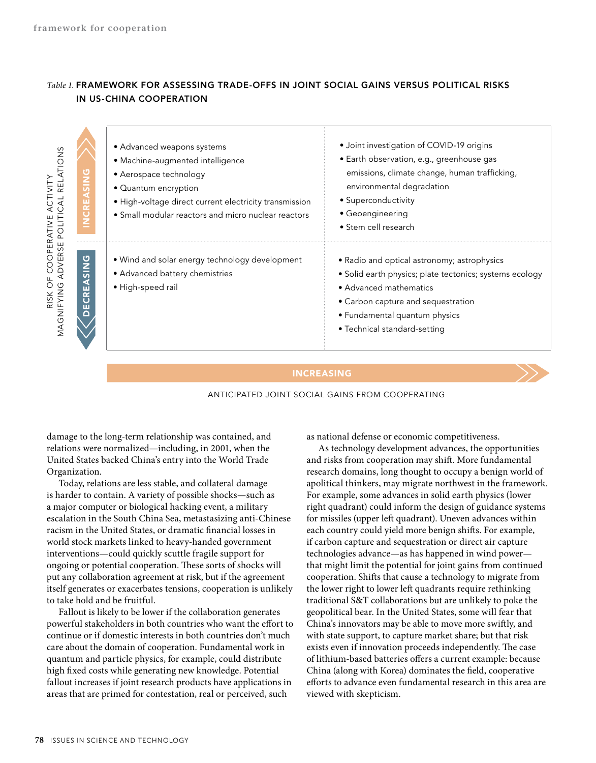*Table 1.* **FRAMEWORK FOR ASSESSING TRADE-OFFS IN JOINT SOCIAL GAINS VERSUS POLITICAL RISKS IN US-CHINA COOPERATION**

| RISK OF COOPERATIVE ACTIVITY MAGNIFYING ADVERSE POLITICAL RELATIONS | ANTICIPATED JOINT SOCIAL GAINS FROM COOPERATING: DECREASING | ANTICIPATED JOINT SOCIAL GAINS FROM COOPERATING: INCREASING |
|---|---|---|
| INCREASING | • Advanced weapons systems<br>• Machine-augmented intelligence<br>• Aerospace technology<br>• Quantum encryption<br>• High-voltage direct current electricity transmission<br>• Small modular reactors and micro nuclear reactors | • Joint investigation of COVID-19 origins<br>• Earth observation, e.g., greenhouse gas emissions, climate change, human trafficking, environmental degradation<br>• Superconductivity<br>• Geoengineering<br>• Stem cell research |
| DECREASING | • Wind and solar energy technology development<br>• Advanced battery chemistries<br>• High-speed rail | • Radio and optical astronomy; astrophysics<br>• Solid earth physics; plate tectonics; systems ecology<br>• Advanced mathematics<br>• Carbon capture and sequestration<br>• Fundamental quantum physics<br>• Technical standard-setting |

damage to the long-term relationship was contained, and relations were normalized—including, in 2001, when the United States backed China's entry into the World Trade Organization.

Today, relations are less stable, and collateral damage is harder to contain. A variety of possible shocks—such as a major computer or biological hacking event, a military escalation in the South China Sea, metastasizing anti-Chinese racism in the United States, or dramatic financial losses in world stock markets linked to heavy-handed government interventions—could quickly scuttle fragile support for ongoing or potential cooperation. These sorts of shocks will put any collaboration agreement at risk, but if the agreement itself generates or exacerbates tensions, cooperation is unlikely to take hold and be fruitful.

Fallout is likely to be lower if the collaboration generates powerful stakeholders in both countries who want the effort to continue or if domestic interests in both countries don't much care about the domain of cooperation. Fundamental work in quantum and particle physics, for example, could distribute high fixed costs while generating new knowledge. Potential fallout increases if joint research products have applications in areas that are primed for contestation, real or perceived, such as national defense or economic competitiveness.

As technology development advances, the opportunities and risks from cooperation may shift. More fundamental research domains, long thought to occupy a benign world of apolitical thinkers, may migrate northwest in the framework. For example, some advances in solid earth physics (lower right quadrant) could inform the design of guidance systems for missiles (upper left quadrant). Uneven advances within each country could yield more benign shifts. For example, if carbon capture and sequestration or direct air capture technologies advance—as has happened in wind power—that might limit the potential for joint gains from continued cooperation. Shifts that cause a technology to migrate from the lower right to lower left quadrants require rethinking traditional S&T collaborations but are unlikely to poke the geopolitical bear. In the United States, some will fear that China's innovators may be able to move more swiftly, and with state support, to capture market share; but that risk exists even if innovation proceeds independently. The case of lithium-based batteries offers a current example: because China (along with Korea) dominates the field, cooperative efforts to advance even fundamental research in this area are viewed with skepticism.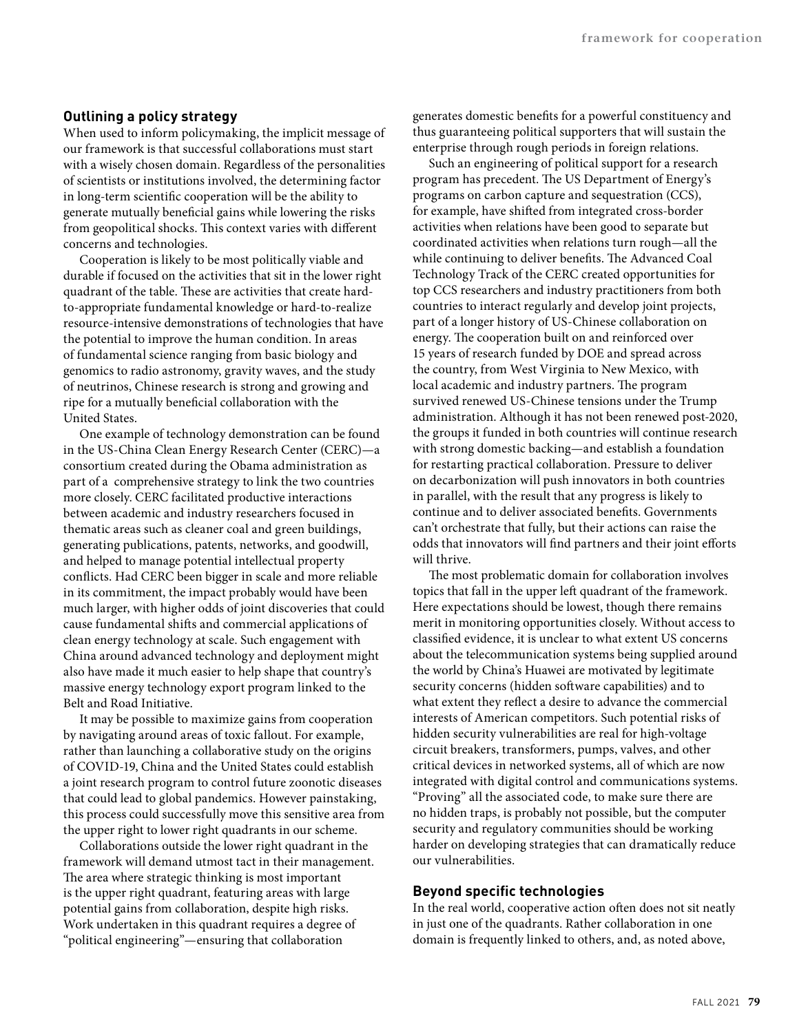## Outlining a policy strategy

When used to inform policymaking, the implicit message of our framework is that successful collaborations must start with a wisely chosen domain. Regardless of the personalities of scientists or institutions involved, the determining factor in long-term scientific cooperation will be the ability to generate mutually beneficial gains while lowering the risks from geopolitical shocks. This context varies with different concerns and technologies.

Cooperation is likely to be most politically viable and durable if focused on the activities that sit in the lower right quadrant of the table. These are activities that create hard-to-appropriate fundamental knowledge or hard-to-realize resource-intensive demonstrations of technologies that have the potential to improve the human condition. In areas of fundamental science ranging from basic biology and genomics to radio astronomy, gravity waves, and the study of neutrinos, Chinese research is strong and growing and ripe for a mutually beneficial collaboration with the United States.

One example of technology demonstration can be found in the US-China Clean Energy Research Center (CERC)—a consortium created during the Obama administration as part of a comprehensive strategy to link the two countries more closely. CERC facilitated productive interactions between academic and industry researchers focused in thematic areas such as cleaner coal and green buildings, generating publications, patents, networks, and goodwill, and helped to manage potential intellectual property conflicts. Had CERC been bigger in scale and more reliable in its commitment, the impact probably would have been much larger, with higher odds of joint discoveries that could cause fundamental shifts and commercial applications of clean energy technology at scale. Such engagement with China around advanced technology and deployment might also have made it much easier to help shape that country's massive energy technology export program linked to the Belt and Road Initiative.

It may be possible to maximize gains from cooperation by navigating around areas of toxic fallout. For example, rather than launching a collaborative study on the origins of COVID-19, China and the United States could establish a joint research program to control future zoonotic diseases that could lead to global pandemics. However painstaking, this process could successfully move this sensitive area from the upper right to lower right quadrants in our scheme.

Collaborations outside the lower right quadrant in the framework will demand utmost tact in their management. The area where strategic thinking is most important is the upper right quadrant, featuring areas with large potential gains from collaboration, despite high risks. Work undertaken in this quadrant requires a degree of "political engineering"—ensuring that collaboration generates domestic benefits for a powerful constituency and thus guaranteeing political supporters that will sustain the enterprise through rough periods in foreign relations.

Such an engineering of political support for a research program has precedent. The US Department of Energy's programs on carbon capture and sequestration (CCS), for example, have shifted from integrated cross-border activities when relations have been good to separate but coordinated activities when relations turn rough—all the while continuing to deliver benefits. The Advanced Coal Technology Track of the CERC created opportunities for top CCS researchers and industry practitioners from both countries to interact regularly and develop joint projects, part of a longer history of US-Chinese collaboration on energy. The cooperation built on and reinforced over 15 years of research funded by DOE and spread across the country, from West Virginia to New Mexico, with local academic and industry partners. The program survived renewed US-Chinese tensions under the Trump administration. Although it has not been renewed post-2020, the groups it funded in both countries will continue research with strong domestic backing—and establish a foundation for restarting practical collaboration. Pressure to deliver on decarbonization will push innovators in both countries in parallel, with the result that any progress is likely to continue and to deliver associated benefits. Governments can't orchestrate that fully, but their actions can raise the odds that innovators will find partners and their joint efforts will thrive.

The most problematic domain for collaboration involves topics that fall in the upper left quadrant of the framework. Here expectations should be lowest, though there remains merit in monitoring opportunities closely. Without access to classified evidence, it is unclear to what extent US concerns about the telecommunication systems being supplied around the world by China's Huawei are motivated by legitimate security concerns (hidden software capabilities) and to what extent they reflect a desire to advance the commercial interests of American competitors. Such potential risks of hidden security vulnerabilities are real for high-voltage circuit breakers, transformers, pumps, valves, and other critical devices in networked systems, all of which are now integrated with digital control and communications systems. "Proving" all the associated code, to make sure there are no hidden traps, is probably not possible, but the computer security and regulatory communities should be working harder on developing strategies that can dramatically reduce our vulnerabilities.

## Beyond specific technologies

In the real world, cooperative action often does not sit neatly in just one of the quadrants. Rather collaboration in one domain is frequently linked to others, and, as noted above,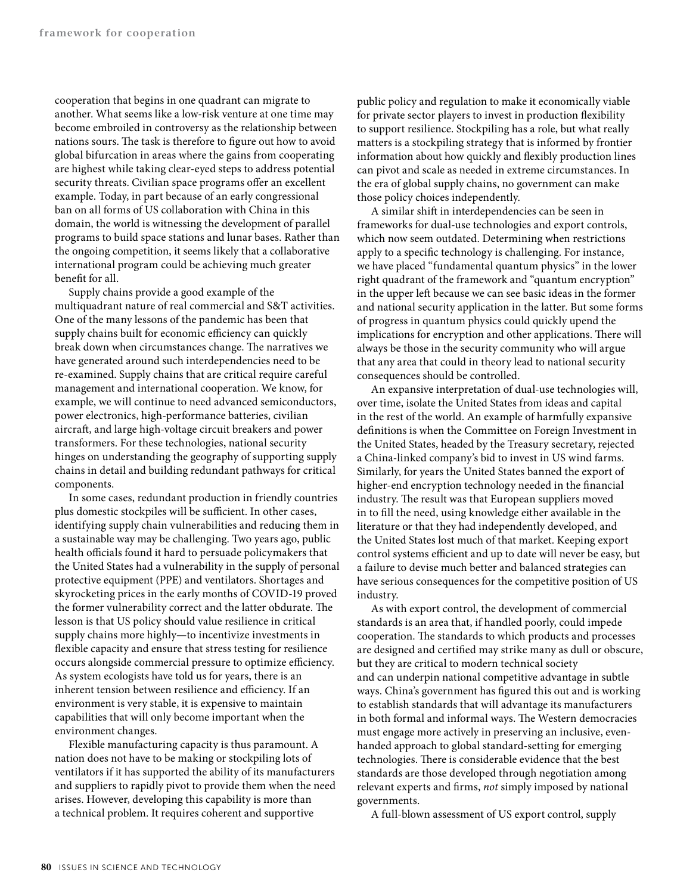cooperation that begins in one quadrant can migrate to another. What seems like a low-risk venture at one time may become embroiled in controversy as the relationship between nations sours. The task is therefore to figure out how to avoid global bifurcation in areas where the gains from cooperating are highest while taking clear-eyed steps to address potential security threats. Civilian space programs offer an excellent example. Today, in part because of an early congressional ban on all forms of US collaboration with China in this domain, the world is witnessing the development of parallel programs to build space stations and lunar bases. Rather than the ongoing competition, it seems likely that a collaborative international program could be achieving much greater benefit for all.

Supply chains provide a good example of the multiquadrant nature of real commercial and S&T activities. One of the many lessons of the pandemic has been that supply chains built for economic efficiency can quickly break down when circumstances change. The narratives we have generated around such interdependencies need to be re-examined. Supply chains that are critical require careful management and international cooperation. We know, for example, we will continue to need advanced semiconductors, power electronics, high-performance batteries, civilian aircraft, and large high-voltage circuit breakers and power transformers. For these technologies, national security hinges on understanding the geography of supporting supply chains in detail and building redundant pathways for critical components.

In some cases, redundant production in friendly countries plus domestic stockpiles will be sufficient. In other cases, identifying supply chain vulnerabilities and reducing them in a sustainable way may be challenging. Two years ago, public health officials found it hard to persuade policymakers that the United States had a vulnerability in the supply of personal protective equipment (PPE) and ventilators. Shortages and skyrocketing prices in the early months of COVID-19 proved the former vulnerability correct and the latter obdurate. The lesson is that US policy should value resilience in critical supply chains more highly—to incentivize investments in flexible capacity and ensure that stress testing for resilience occurs alongside commercial pressure to optimize efficiency. As system ecologists have told us for years, there is an inherent tension between resilience and efficiency. If an environment is very stable, it is expensive to maintain capabilities that will only become important when the environment changes.

Flexible manufacturing capacity is thus paramount. A nation does not have to be making or stockpiling lots of ventilators if it has supported the ability of its manufacturers and suppliers to rapidly pivot to provide them when the need arises. However, developing this capability is more than a technical problem. It requires coherent and supportive public policy and regulation to make it economically viable for private sector players to invest in production flexibility to support resilience. Stockpiling has a role, but what really matters is a stockpiling strategy that is informed by frontier information about how quickly and flexibly production lines can pivot and scale as needed in extreme circumstances. In the era of global supply chains, no government can make those policy choices independently.

A similar shift in interdependencies can be seen in frameworks for dual-use technologies and export controls, which now seem outdated. Determining when restrictions apply to a specific technology is challenging. For instance, we have placed "fundamental quantum physics" in the lower right quadrant of the framework and "quantum encryption" in the upper left because we can see basic ideas in the former and national security application in the latter. But some forms of progress in quantum physics could quickly upend the implications for encryption and other applications. There will always be those in the security community who will argue that any area that could in theory lead to national security consequences should be controlled.

An expansive interpretation of dual-use technologies will, over time, isolate the United States from ideas and capital in the rest of the world. An example of harmfully expansive definitions is when the Committee on Foreign Investment in the United States, headed by the Treasury secretary, rejected a China-linked company's bid to invest in US wind farms. Similarly, for years the United States banned the export of higher-end encryption technology needed in the financial industry. The result was that European suppliers moved in to fill the need, using knowledge either available in the literature or that they had independently developed, and the United States lost much of that market. Keeping export control systems efficient and up to date will never be easy, but a failure to devise much better and balanced strategies can have serious consequences for the competitive position of US industry.

As with export control, the development of commercial standards is an area that, if handled poorly, could impede cooperation. The standards to which products and processes are designed and certified may strike many as dull or obscure, but they are critical to modern technical society and can underpin national competitive advantage in subtle ways. China's government has figured this out and is working to establish standards that will advantage its manufacturers in both formal and informal ways. The Western democracies must engage more actively in preserving an inclusive, even-handed approach to global standard-setting for emerging technologies. There is considerable evidence that the best standards are those developed through negotiation among relevant experts and firms, *not* simply imposed by national governments.

A full-blown assessment of US export control, supply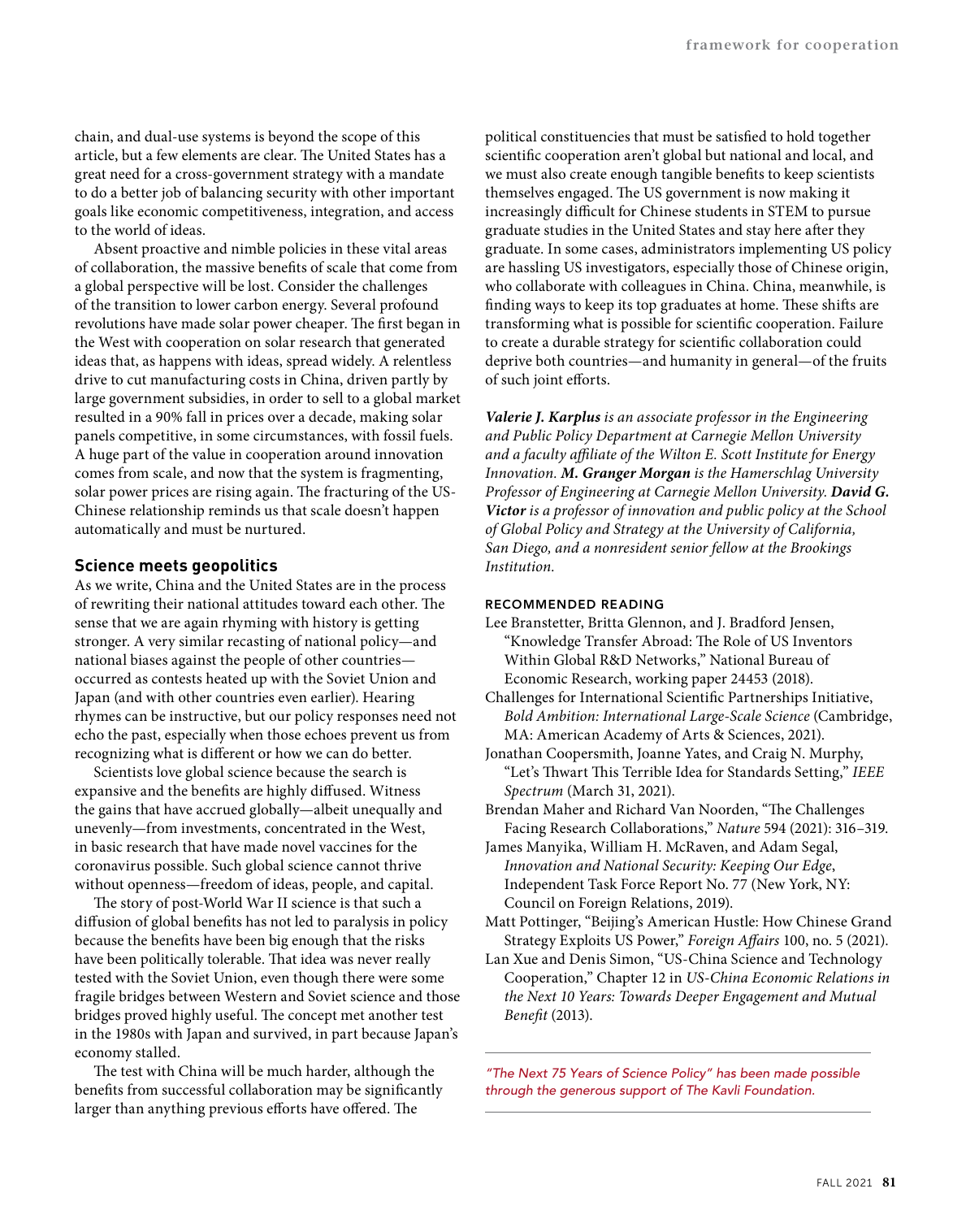chain, and dual-use systems is beyond the scope of this article, but a few elements are clear. The United States has a great need for a cross-government strategy with a mandate to do a better job of balancing security with other important goals like economic competitiveness, integration, and access to the world of ideas.

Absent proactive and nimble policies in these vital areas of collaboration, the massive benefits of scale that come from a global perspective will be lost. Consider the challenges of the transition to lower carbon energy. Several profound revolutions have made solar power cheaper. The first began in the West with cooperation on solar research that generated ideas that, as happens with ideas, spread widely. A relentless drive to cut manufacturing costs in China, driven partly by large government subsidies, in order to sell to a global market resulted in a 90% fall in prices over a decade, making solar panels competitive, in some circumstances, with fossil fuels. A huge part of the value in cooperation around innovation comes from scale, and now that the system is fragmenting, solar power prices are rising again. The fracturing of the US-Chinese relationship reminds us that scale doesn't happen automatically and must be nurtured.

## Science meets geopolitics

As we write, China and the United States are in the process of rewriting their national attitudes toward each other. The sense that we are again rhyming with history is getting stronger. A very similar recasting of national policy—and national biases against the people of other countries—occurred as contests heated up with the Soviet Union and Japan (and with other countries even earlier). Hearing rhymes can be instructive, but our policy responses need not echo the past, especially when those echoes prevent us from recognizing what is different or how we can do better.

Scientists love global science because the search is expansive and the benefits are highly diffused. Witness the gains that have accrued globally—albeit unequally and unevenly—from investments, concentrated in the West, in basic research that have made novel vaccines for the coronavirus possible. Such global science cannot thrive without openness—freedom of ideas, people, and capital.

The story of post-World War II science is that such a diffusion of global benefits has not led to paralysis in policy because the benefits have been big enough that the risks have been politically tolerable. That idea was never really tested with the Soviet Union, even though there were some fragile bridges between Western and Soviet science and those bridges proved highly useful. The concept met another test in the 1980s with Japan and survived, in part because Japan's economy stalled.

The test with China will be much harder, although the benefits from successful collaboration may be significantly larger than anything previous efforts have offered. The political constituencies that must be satisfied to hold together scientific cooperation aren't global but national and local, and we must also create enough tangible benefits to keep scientists themselves engaged. The US government is now making it increasingly difficult for Chinese students in STEM to pursue graduate studies in the United States and stay here after they graduate. In some cases, administrators implementing US policy are hassling US investigators, especially those of Chinese origin, who collaborate with colleagues in China. China, meanwhile, is finding ways to keep its top graduates at home. These shifts are transforming what is possible for scientific cooperation. Failure to create a durable strategy for scientific collaboration could deprive both countries—and humanity in general—of the fruits of such joint efforts.

***Valerie J. Karplus*** *is an associate professor in the Engineering and Public Policy Department at Carnegie Mellon University and a faculty affiliate of the Wilton E. Scott Institute for Energy Innovation.* ***M. Granger Morgan*** *is the Hamerschlag University Professor of Engineering at Carnegie Mellon University.* ***David G. Victor*** *is a professor of innovation and public policy at the School of Global Policy and Strategy at the University of California, San Diego, and a nonresident senior fellow at the Brookings Institution.*

### RECOMMENDED READING

Lee Branstetter, Britta Glennon, and J. Bradford Jensen, "Knowledge Transfer Abroad: The Role of US Inventors Within Global R&D Networks," National Bureau of Economic Research, working paper 24453 (2018).

Challenges for International Scientific Partnerships Initiative, *Bold Ambition: International Large-Scale Science* (Cambridge, MA: American Academy of Arts & Sciences, 2021).

Jonathan Coopersmith, Joanne Yates, and Craig N. Murphy, "Let's Thwart This Terrible Idea for Standards Setting," *IEEE Spectrum* (March 31, 2021).

Brendan Maher and Richard Van Noorden, "The Challenges Facing Research Collaborations," *Nature* 594 (2021): 316–319.

James Manyika, William H. McRaven, and Adam Segal, *Innovation and National Security: Keeping Our Edge*, Independent Task Force Report No. 77 (New York, NY: Council on Foreign Relations, 2019).

Matt Pottinger, "Beijing's American Hustle: How Chinese Grand Strategy Exploits US Power," *Foreign Affairs* 100, no. 5 (2021).

Lan Xue and Denis Simon, "US-China Science and Technology Cooperation," Chapter 12 in *US-China Economic Relations in the Next 10 Years: Towards Deeper Engagement and Mutual Benefit* (2013).

---

*"The Next 75 Years of Science Policy" has been made possible through the generous support of The Kavli Foundation.*